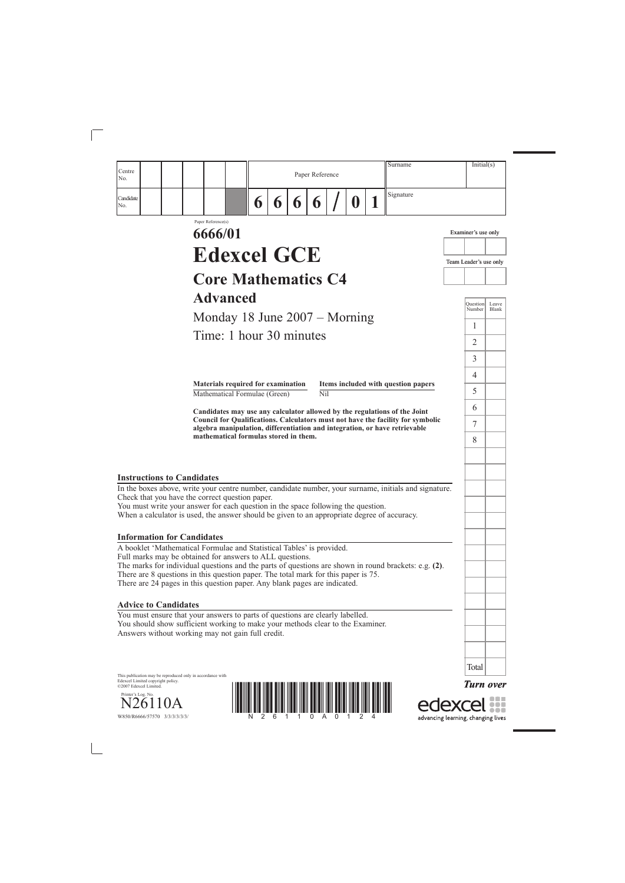| Centre No. | | | | | | Paper Reference | | | | | | | Surname | Initial(s) |
|---|---|---|---|---|---|---|---|---|---|---|---|---|---|---|
| Candidate No. | | | | | | 6 | 6 | 6 | 6 | / | 0 | 1 | Signature | |

Paper Reference(s)

# 6666/01

# Edexcel GCE

## Core Mathematics C4

## Advanced

Monday 18 June 2007 – Morning

Time: 1 hour 30 minutes

| Materials required for examination | Items included with question papers |
|---|---|
| Mathematical Formulae (Green) | Nil |

**Candidates may use any calculator allowed by the regulations of the Joint Council for Qualifications. Calculators must not have the facility for symbolic algebra manipulation, differentiation and integration, or have retrievable mathematical formulas stored in them.**

Examiner's use only

Team Leader's use only

| Question Number | Leave Blank |
|---|---|
| 1 | |
| 2 | |
| 3 | |
| 4 | |
| 5 | |
| 6 | |
| 7 | |
| 8 | |
| Total | |

### Instructions to Candidates

In the boxes above, write your centre number, candidate number, your surname, initials and signature.
Check that you have the correct question paper.
You must write your answer for each question in the space following the question.
When a calculator is used, the answer should be given to an appropriate degree of accuracy.

### Information for Candidates

A booklet 'Mathematical Formulae and Statistical Tables' is provided.
Full marks may be obtained for answers to ALL questions.
The marks for individual questions and the parts of questions are shown in round brackets: e.g. **(2)**.
There are 8 questions in this question paper. The total mark for this paper is 75.
There are 24 pages in this question paper. Any blank pages are indicated.

### Advice to Candidates

You must ensure that your answers to parts of questions are clearly labelled.
You should show sufficient working to make your methods clear to the Examiner.
Answers without working may not gain full credit.

This publication may be reproduced only in accordance with Edexcel Limited copyright policy.
©2007 Edexcel Limited.

Printer's Log. No.
N26110A
W850/R6666/57570 3/3/3/3/3/

*Turn over*

edexcel
advancing learning, changing lives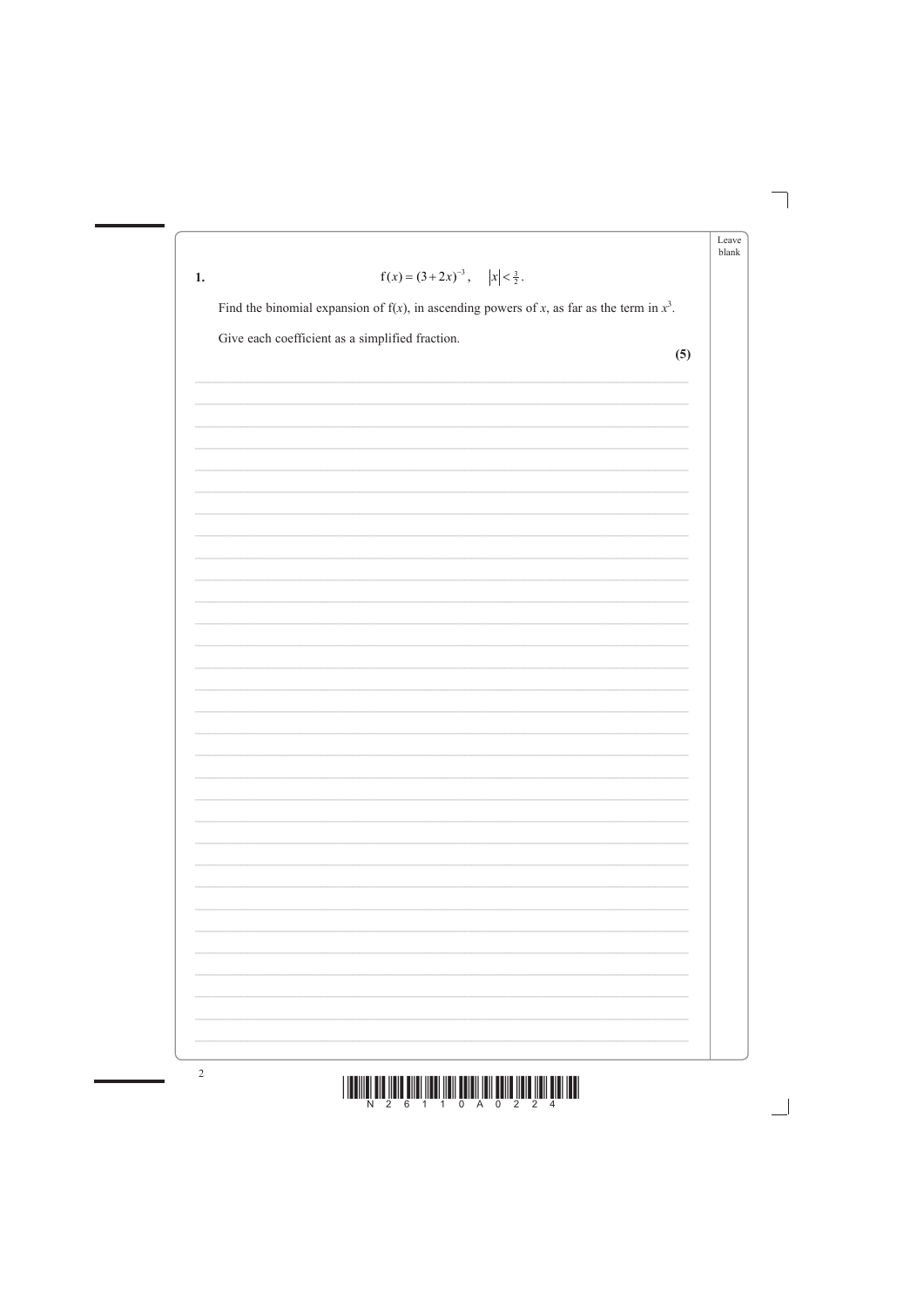**1.** $$f(x) = (3 + 2x)^{-3}, \quad |x| < \tfrac{3}{2}.$$

Find the binomial expansion of $f(x)$, in ascending powers of $x$, as far as the term in $x^3$.

Give each coefficient as a simplified fraction.

**(5)**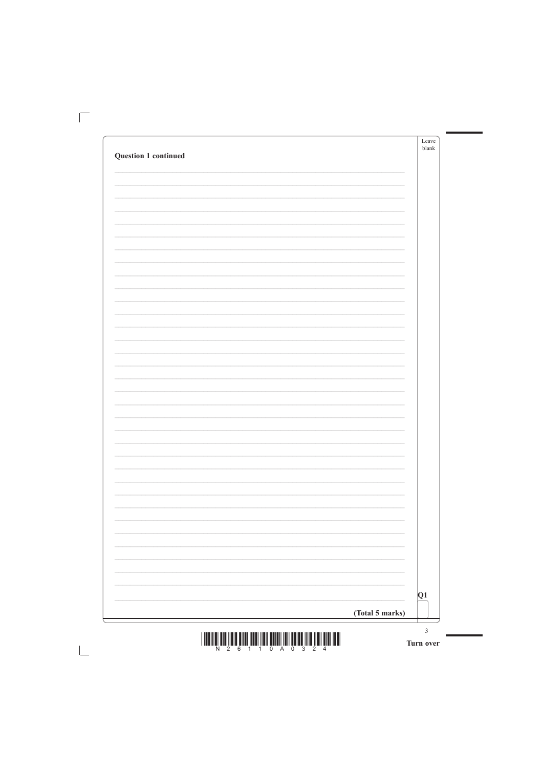**Question 1 continued**

**(Total 5 marks)**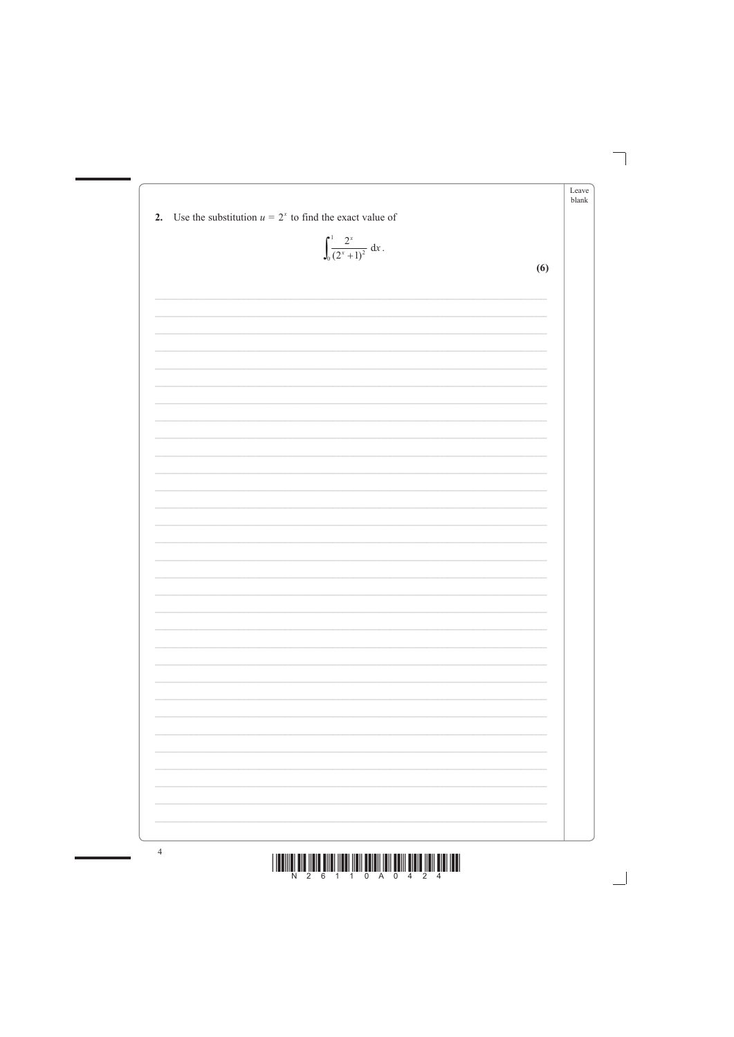**2.** Use the substitution $u = 2^x$ to find the exact value of

$$\int_0^1 \frac{2^x}{(2^x + 1)^2} \, \mathrm{d}x.$$

**(6)**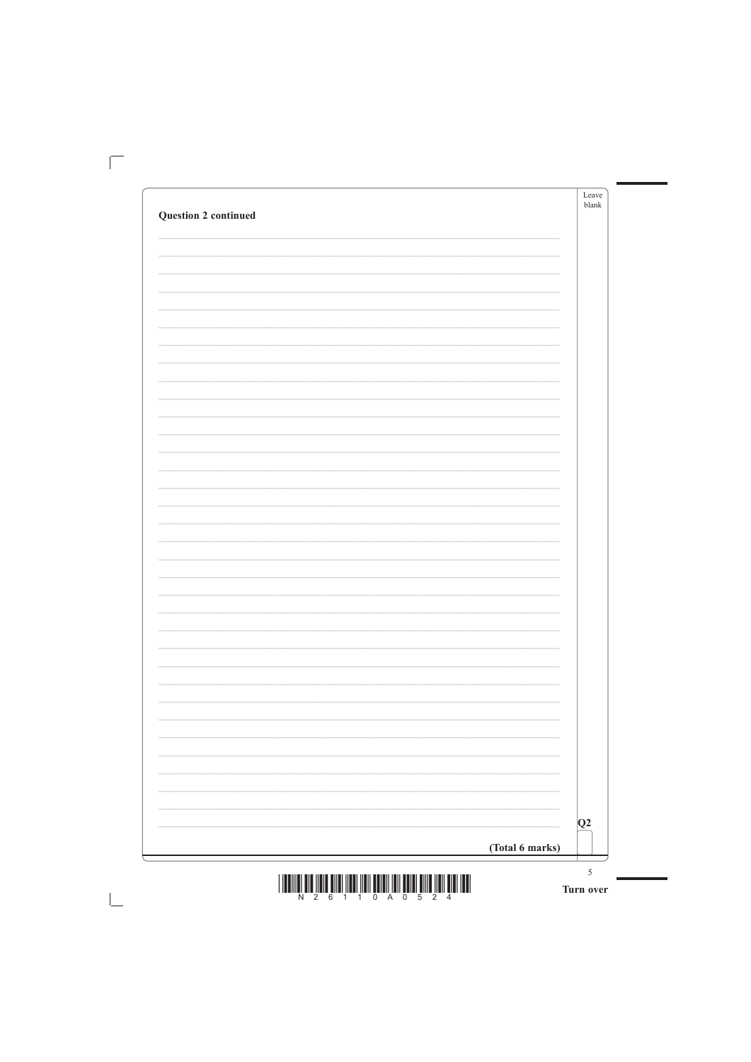**Question 2 continued**

**(Total 6 marks)**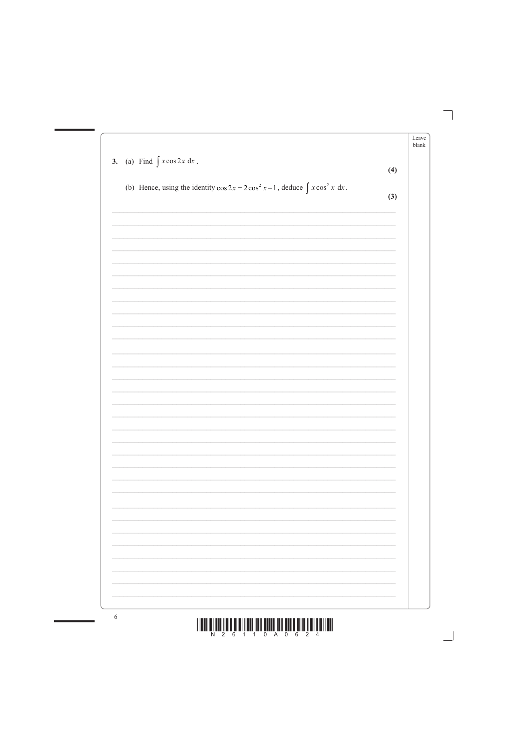3. (a) Find $\int x \cos 2x \, dx$.

**(4)**

(b) Hence, using the identity $\cos 2x = 2\cos^2 x - 1$, deduce $\int x \cos^2 x \, dx$.

**(3)**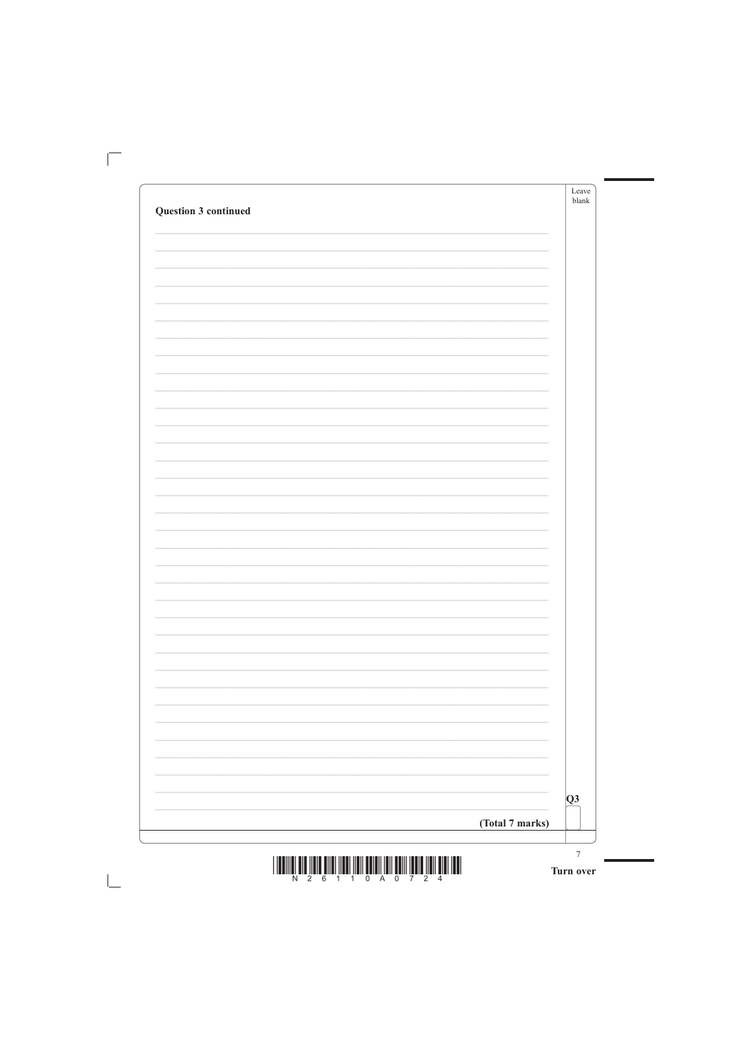**Question 3 continued**

**(Total 7 marks)**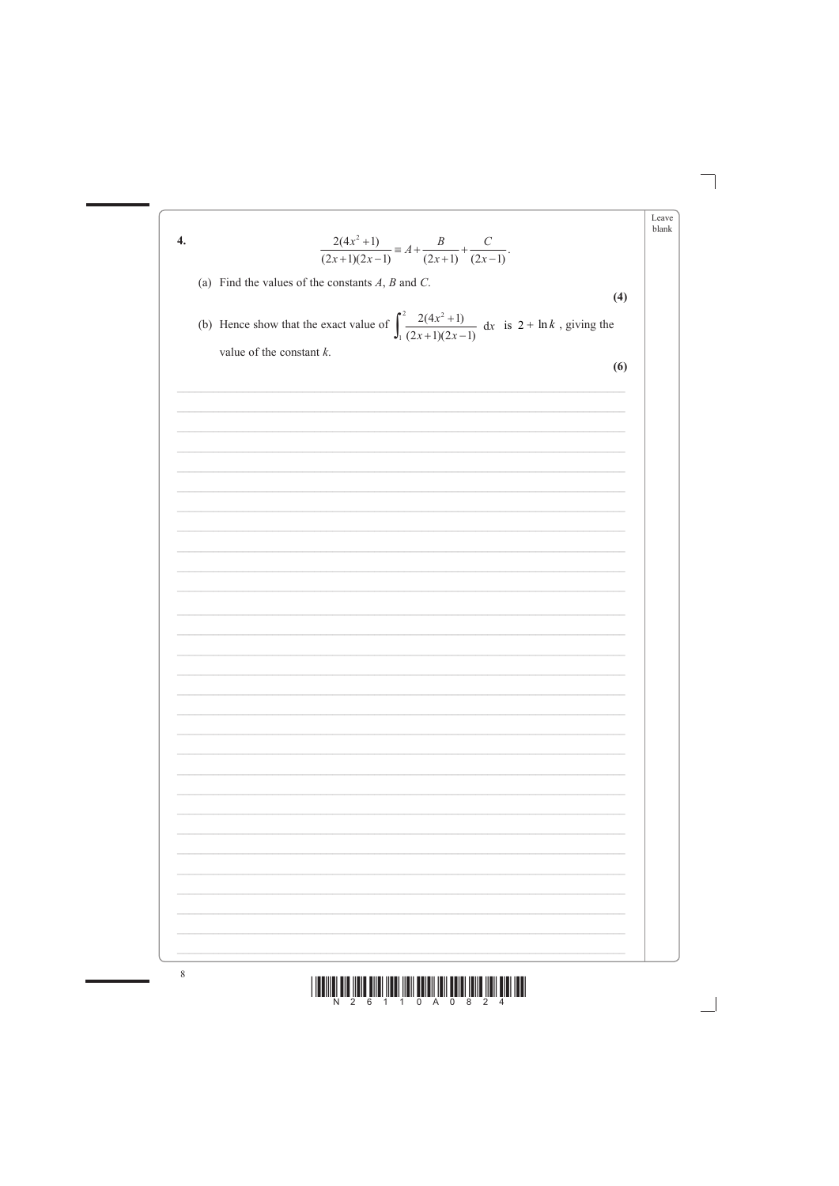**4.** 

$$\frac{2(4x^2+1)}{(2x+1)(2x-1)} \equiv A + \frac{B}{(2x+1)} + \frac{C}{(2x-1)}.$$

(a) Find the values of the constants $A$, $B$ and $C$.

**(4)**

(b) Hence show that the exact value of $\int_1^2 \frac{2(4x^2+1)}{(2x+1)(2x-1)}\, dx$ is $2 + \ln k$, giving the value of the constant $k$.

**(6)**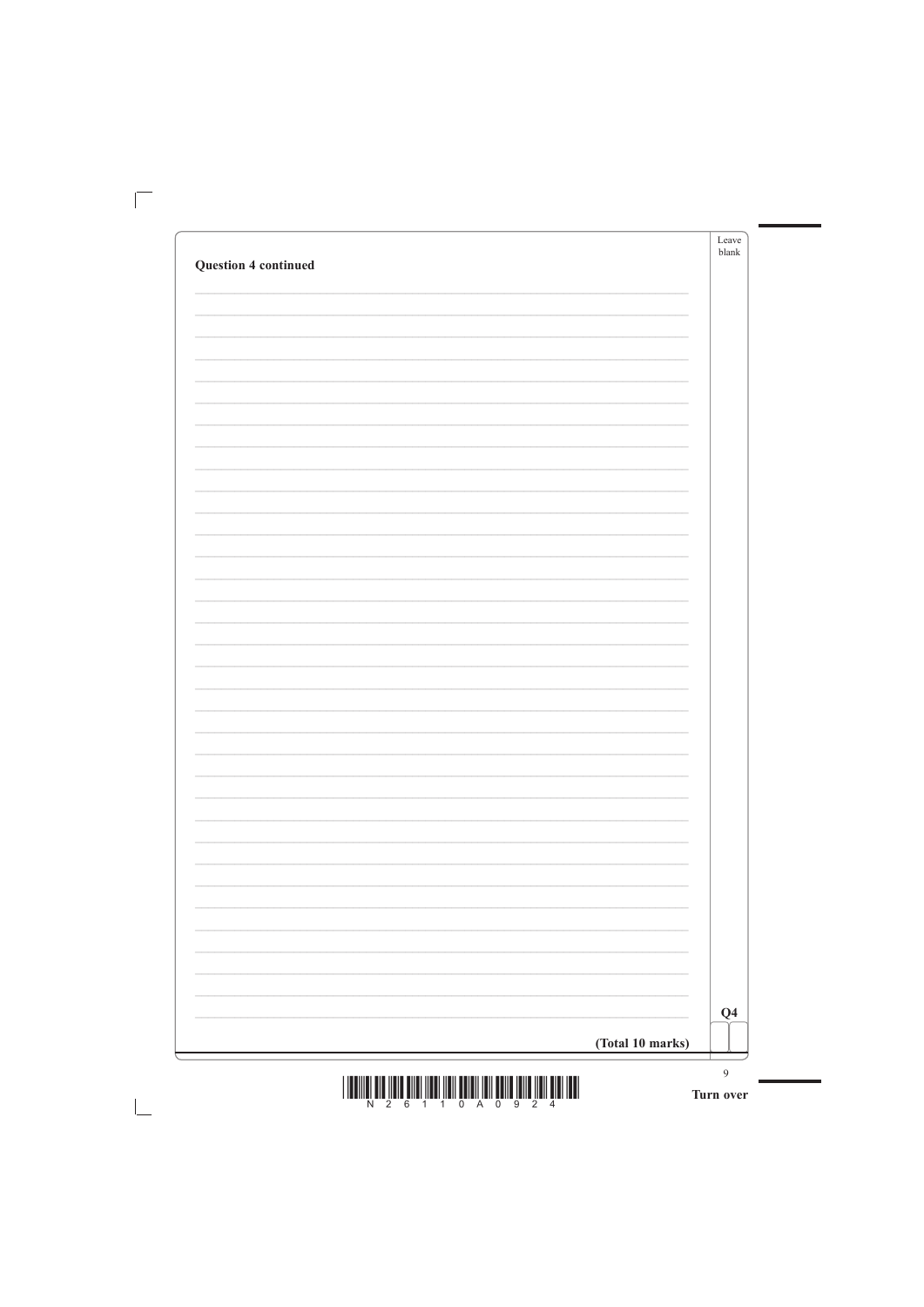**Question 4 continued**

**(Total 10 marks)**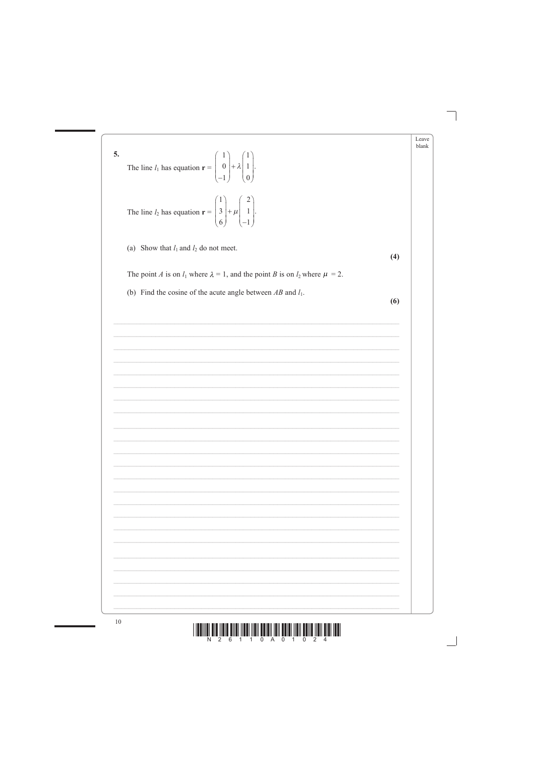**5.** The line $l_1$ has equation $\mathbf{r} = \begin{pmatrix} 1 \\ 0 \\ -1 \end{pmatrix} + \lambda \begin{pmatrix} 1 \\ 1 \\ 0 \end{pmatrix}$.

The line $l_2$ has equation $\mathbf{r} = \begin{pmatrix} 1 \\ 3 \\ 6 \end{pmatrix} + \mu \begin{pmatrix} 2 \\ 1 \\ -1 \end{pmatrix}$.

(a) Show that $l_1$ and $l_2$ do not meet.

**(4)**

The point $A$ is on $l_1$ where $\lambda = 1$, and the point $B$ is on $l_2$ where $\mu = 2$.

(b) Find the cosine of the acute angle between $AB$ and $l_1$.

**(6)**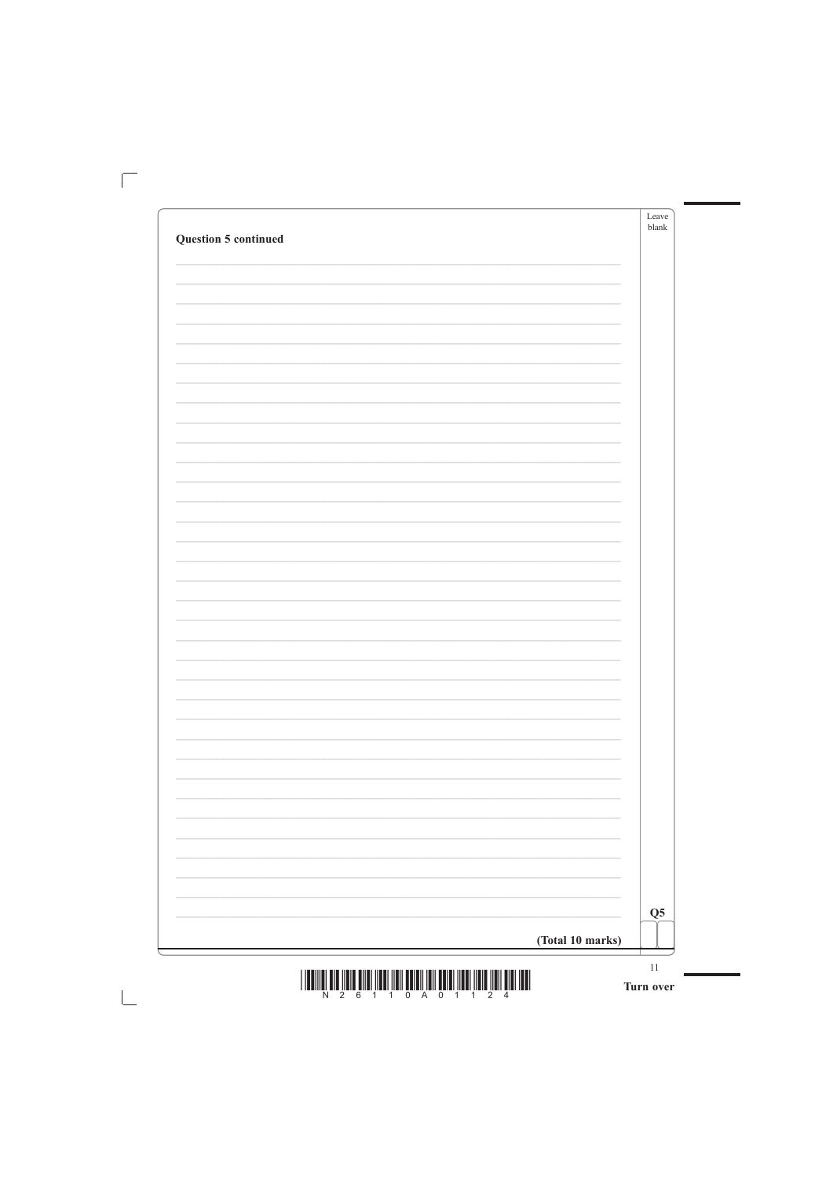**Question 5 continued**

**(Total 10 marks)**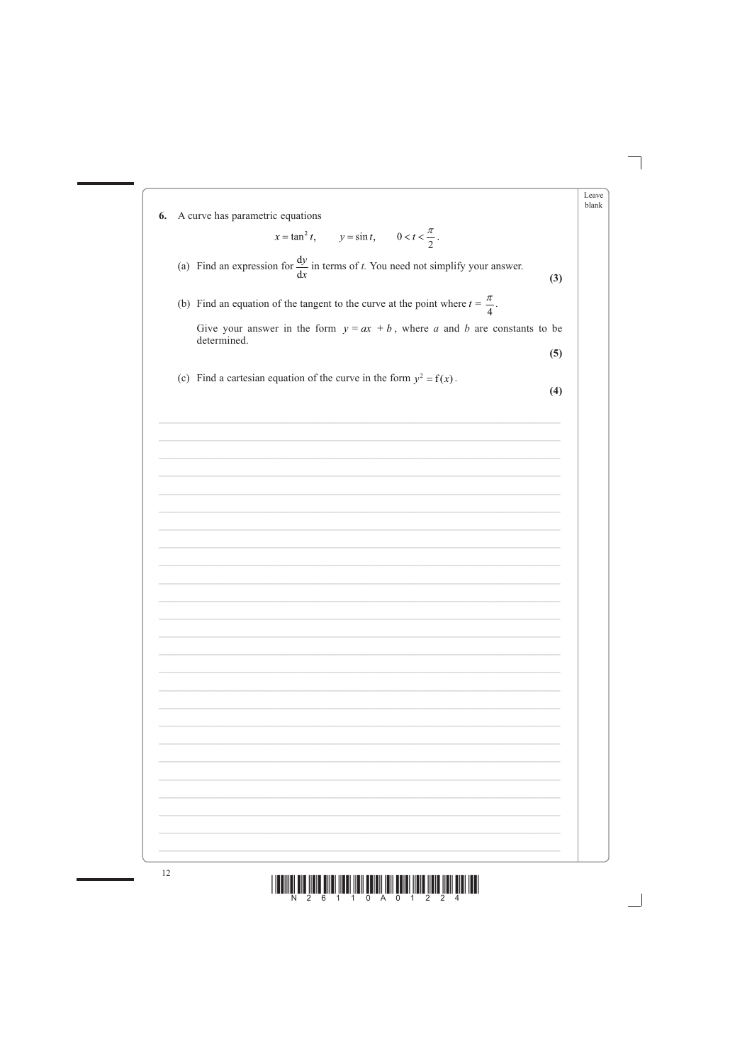**6.** A curve has parametric equations

$$x = \tan^2 t, \qquad y = \sin t, \qquad 0 < t < \frac{\pi}{2}.$$

(a) Find an expression for $\frac{dy}{dx}$ in terms of *t*. You need not simplify your answer.
**(3)**

(b) Find an equation of the tangent to the curve at the point where $t = \frac{\pi}{4}$.

Give your answer in the form $y = ax + b$, where $a$ and $b$ are constants to be determined.
**(5)**

(c) Find a cartesian equation of the curve in the form $y^2 = f(x)$.
**(4)**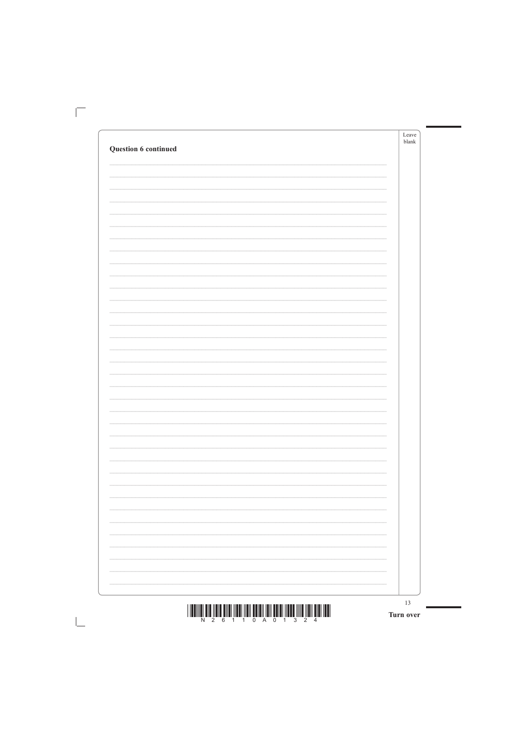**Question 6 continued**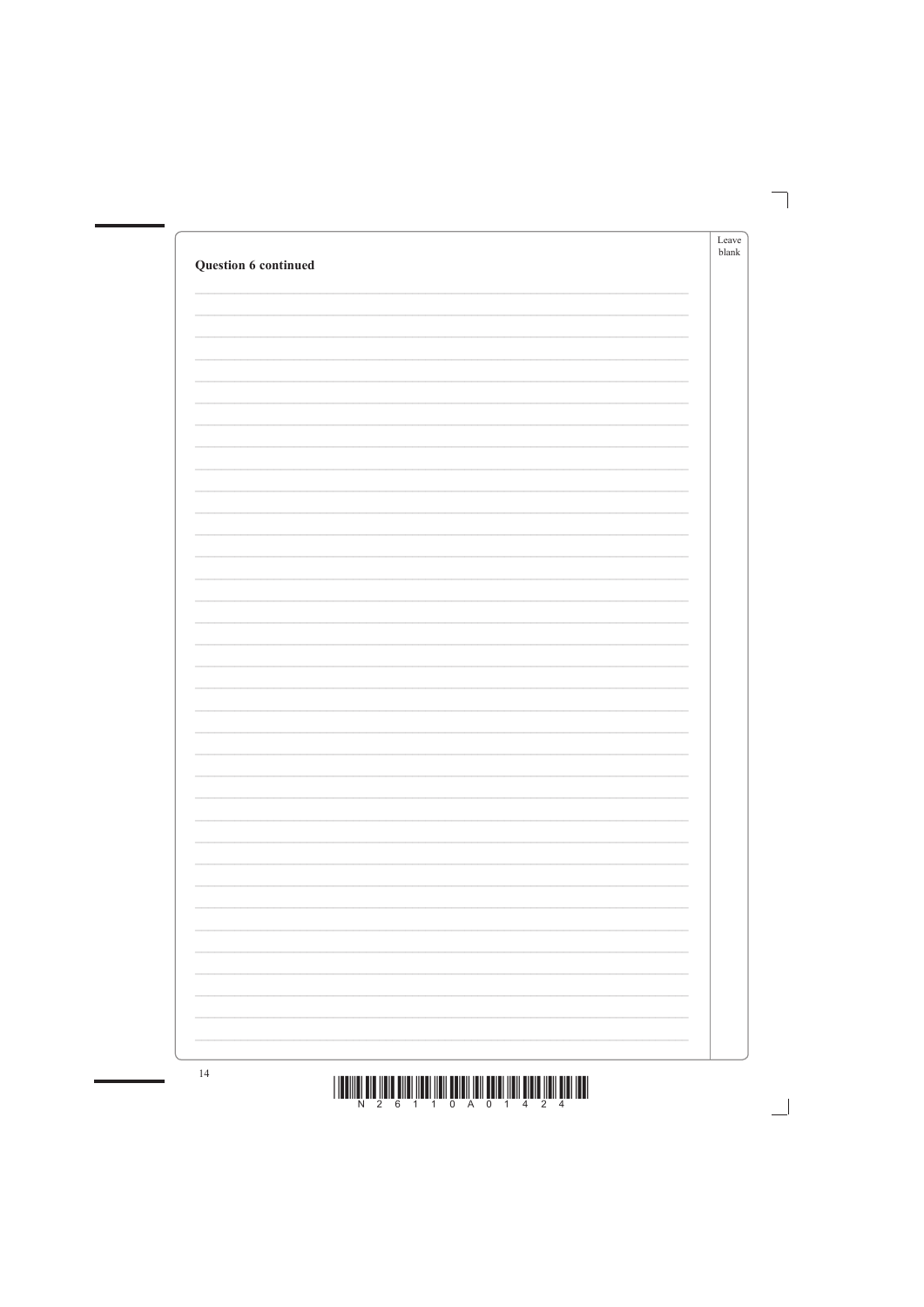**Question 6 continued**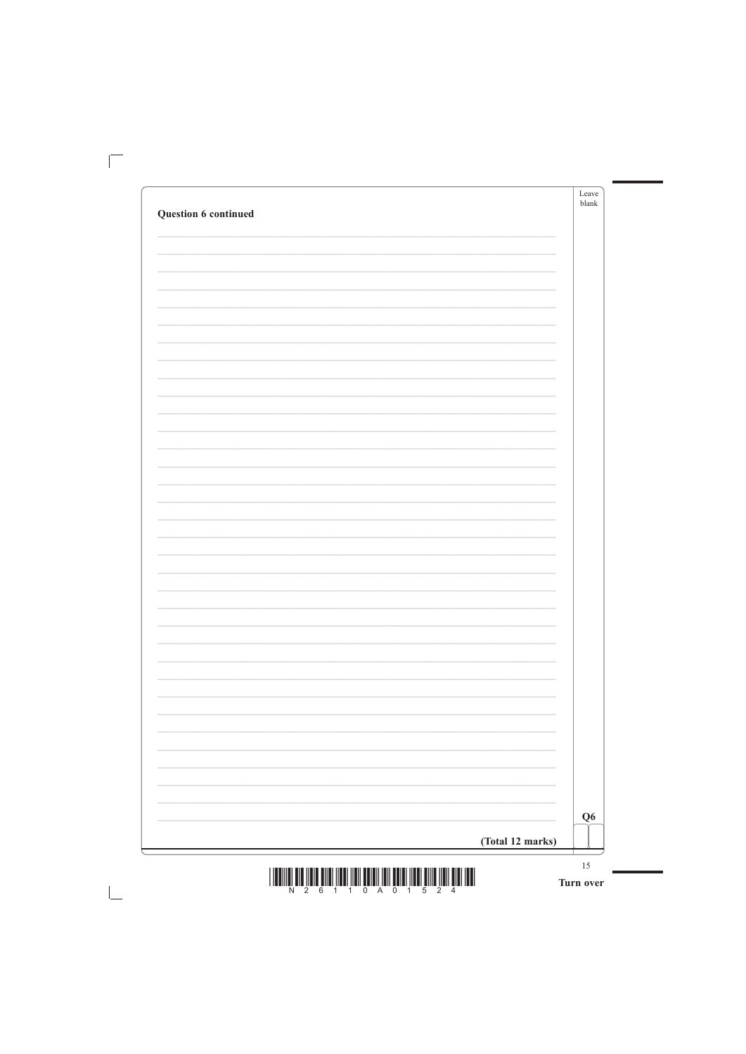**Question 6 continued**

**(Total 12 marks)**

Q6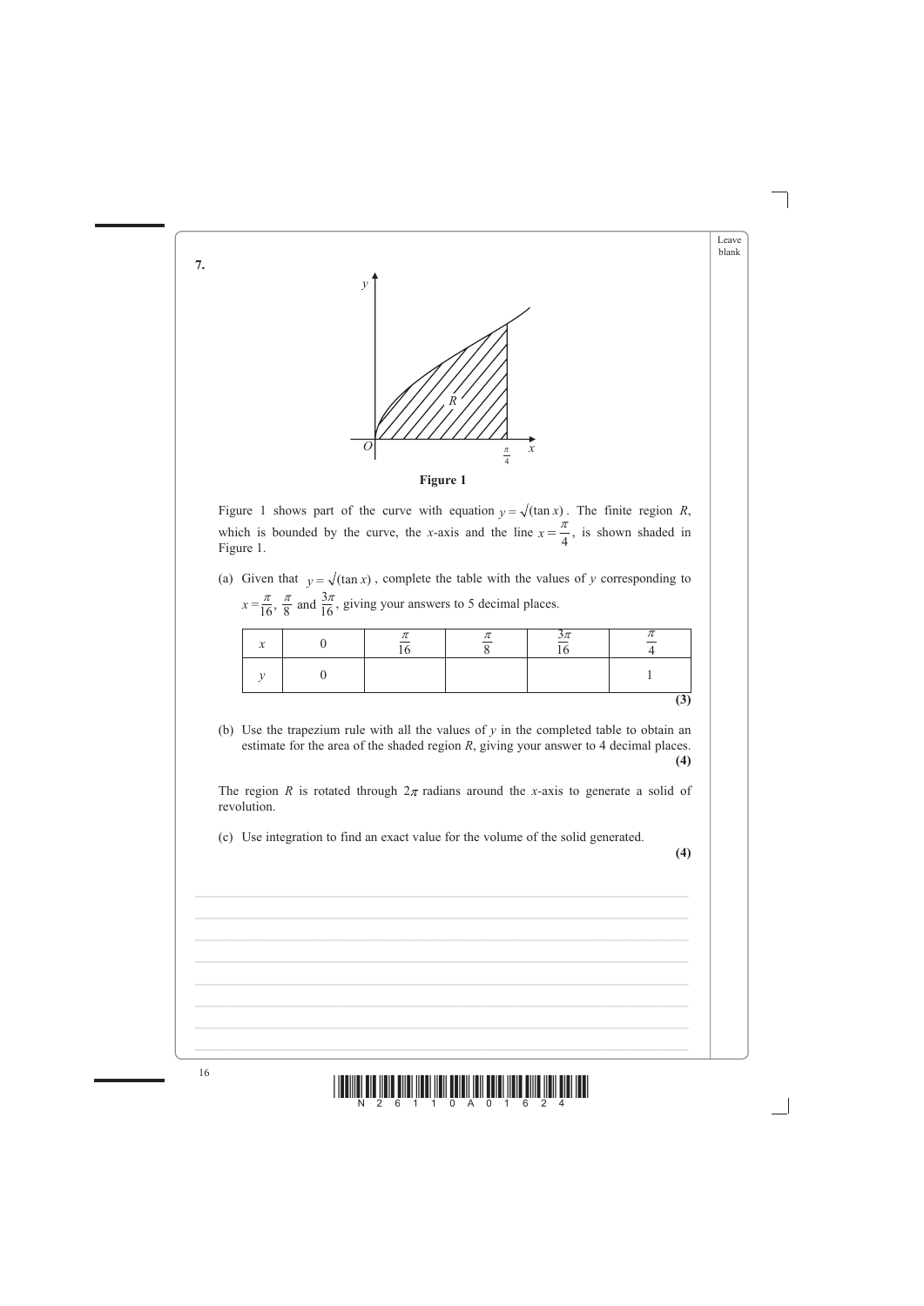**7.**

**Figure 1**

Figure 1 shows part of the curve with equation $y = \sqrt{(\tan x)}$. The finite region $R$, which is bounded by the curve, the $x$-axis and the line $x = \frac{\pi}{4}$, is shown shaded in Figure 1.

(a) Given that $y = \sqrt{(\tan x)}$, complete the table with the values of $y$ corresponding to $x = \frac{\pi}{16}$, $\frac{\pi}{8}$ and $\frac{3\pi}{16}$, giving your answers to 5 decimal places.

| $x$ | 0 | $\frac{\pi}{16}$ | $\frac{\pi}{8}$ | $\frac{3\pi}{16}$ | $\frac{\pi}{4}$ |
|---|---|---|---|---|---|
| $y$ | 0 | | | | 1 |

**(3)**

(b) Use the trapezium rule with all the values of $y$ in the completed table to obtain an estimate for the area of the shaded region $R$, giving your answer to 4 decimal places.
**(4)**

The region $R$ is rotated through $2\pi$ radians around the $x$-axis to generate a solid of revolution.

(c) Use integration to find an exact value for the volume of the solid generated.
**(4)**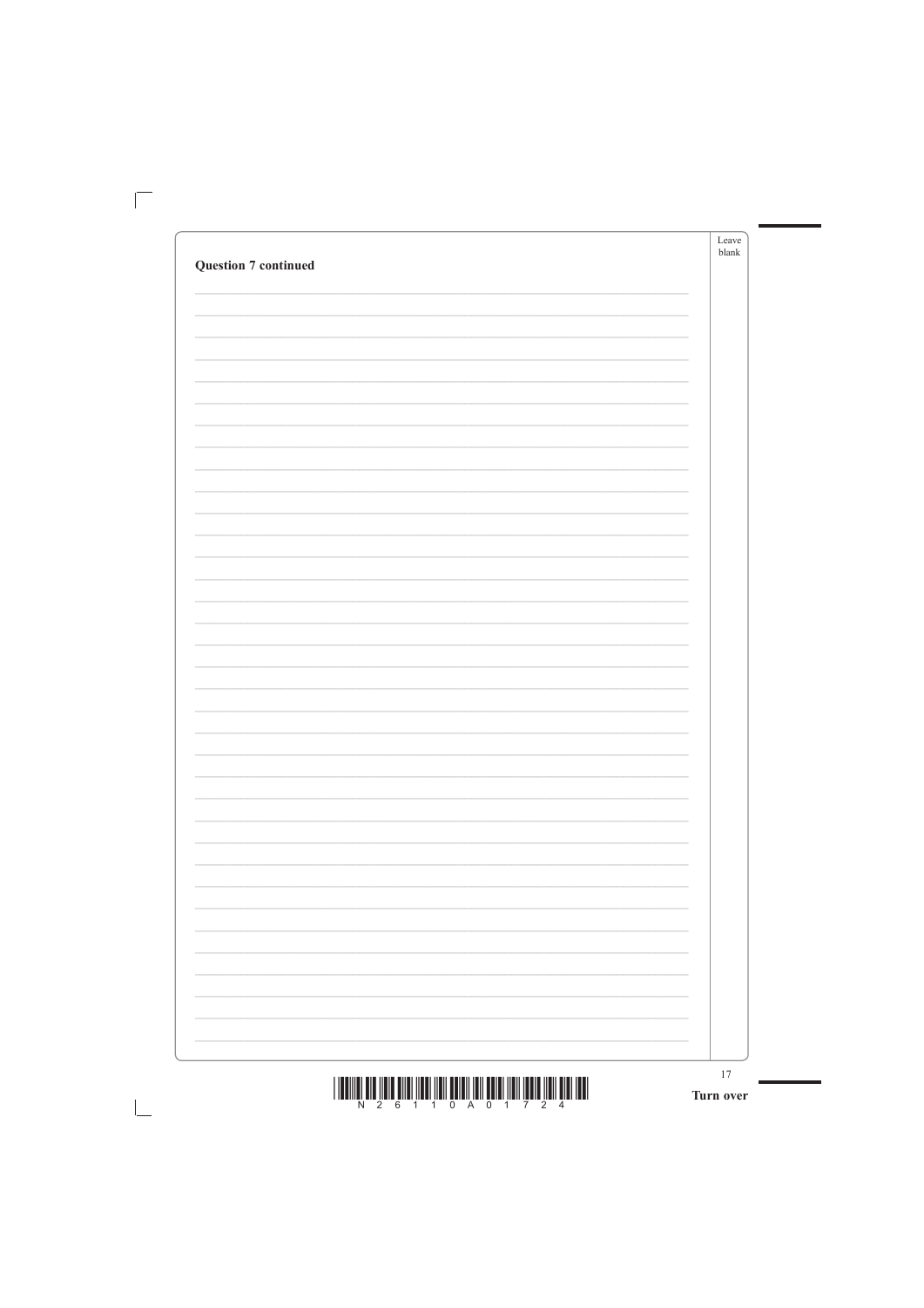**Question 7 continued**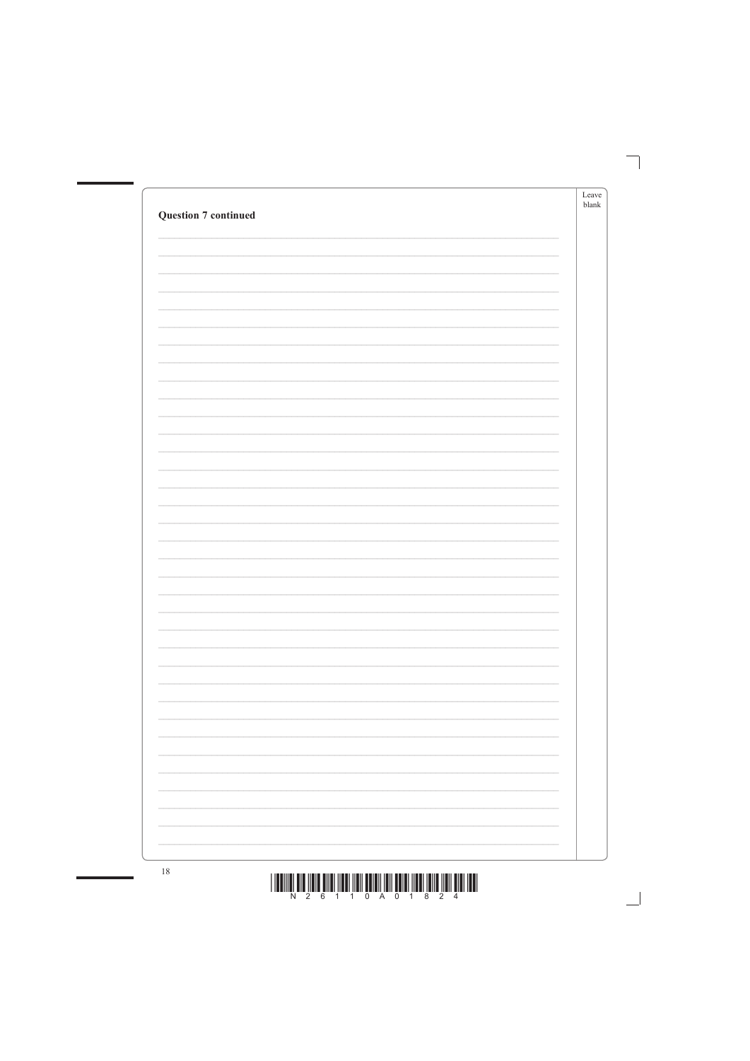**Question 7 continued**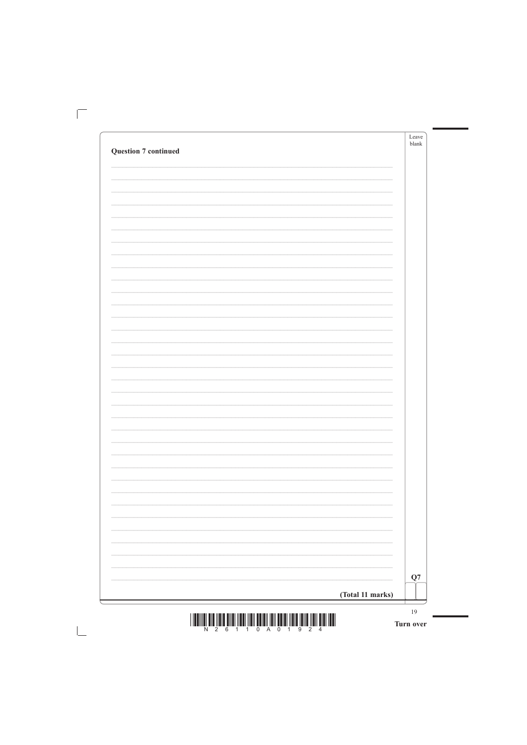**Question 7 continued**

**(Total 11 marks)**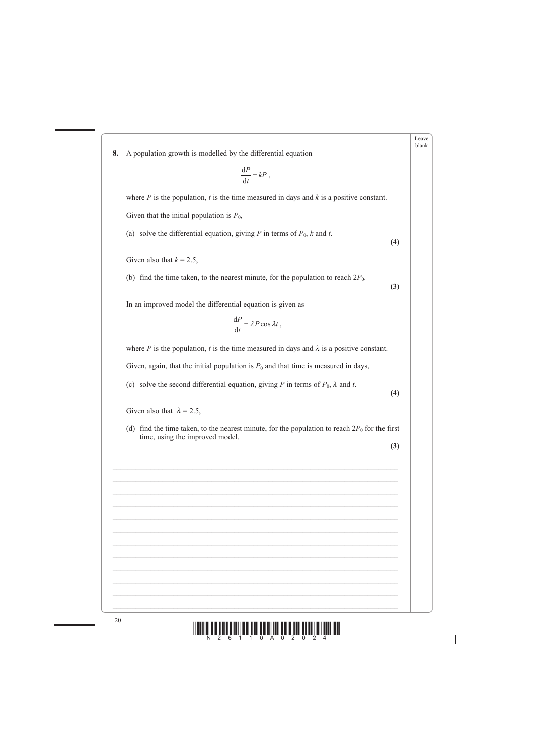**8.** A population growth is modelled by the differential equation

$$\frac{dP}{dt} = kP,$$

where $P$ is the population, $t$ is the time measured in days and $k$ is a positive constant.

Given that the initial population is $P_0$,

(a) solve the differential equation, giving $P$ in terms of $P_0$, $k$ and $t$.
**(4)**

Given also that $k = 2.5$,

(b) find the time taken, to the nearest minute, for the population to reach $2P_0$.
**(3)**

In an improved model the differential equation is given as

$$\frac{dP}{dt} = \lambda P \cos \lambda t,$$

where $P$ is the population, $t$ is the time measured in days and $\lambda$ is a positive constant.

Given, again, that the initial population is $P_0$ and that time is measured in days,

(c) solve the second differential equation, giving $P$ in terms of $P_0$, $\lambda$ and $t$.
**(4)**

Given also that $\lambda = 2.5$,

(d) find the time taken, to the nearest minute, for the population to reach $2P_0$ for the first time, using the improved model.
**(3)**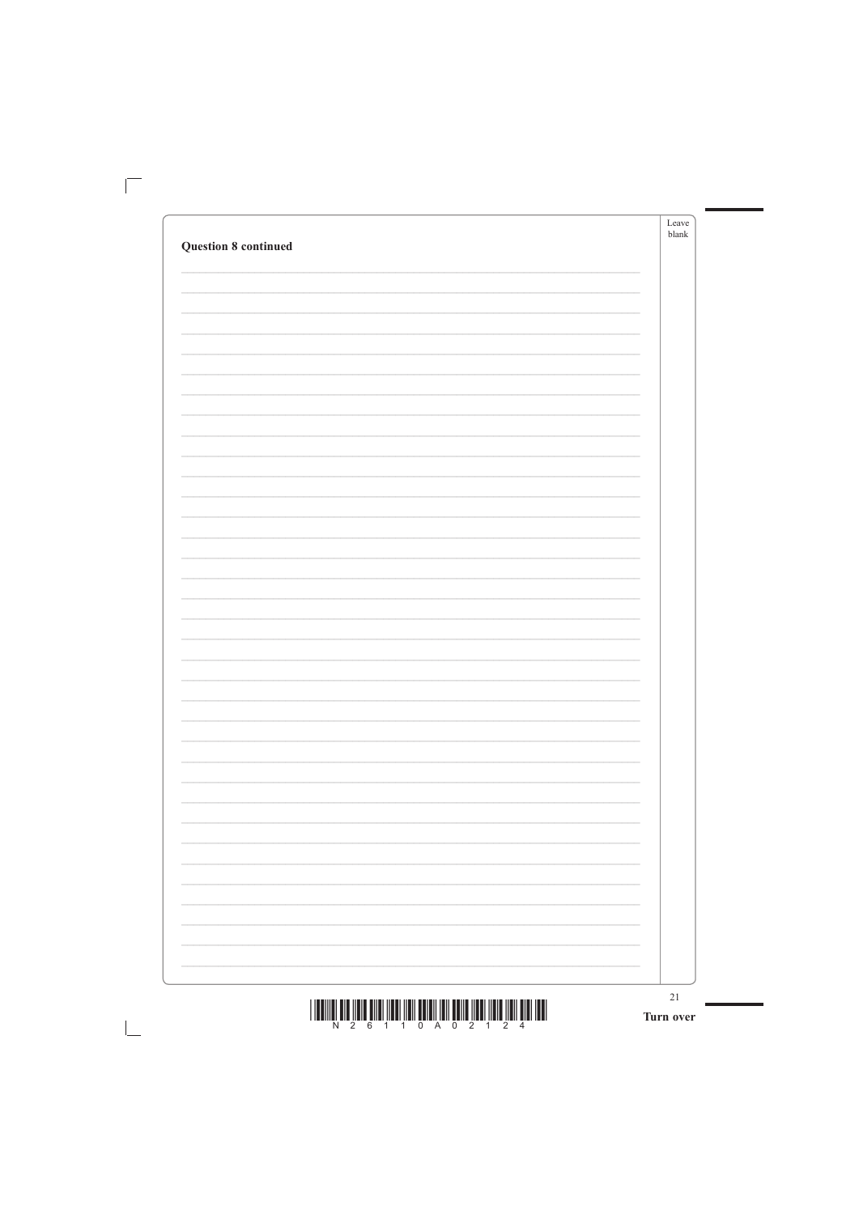**Question 8 continued**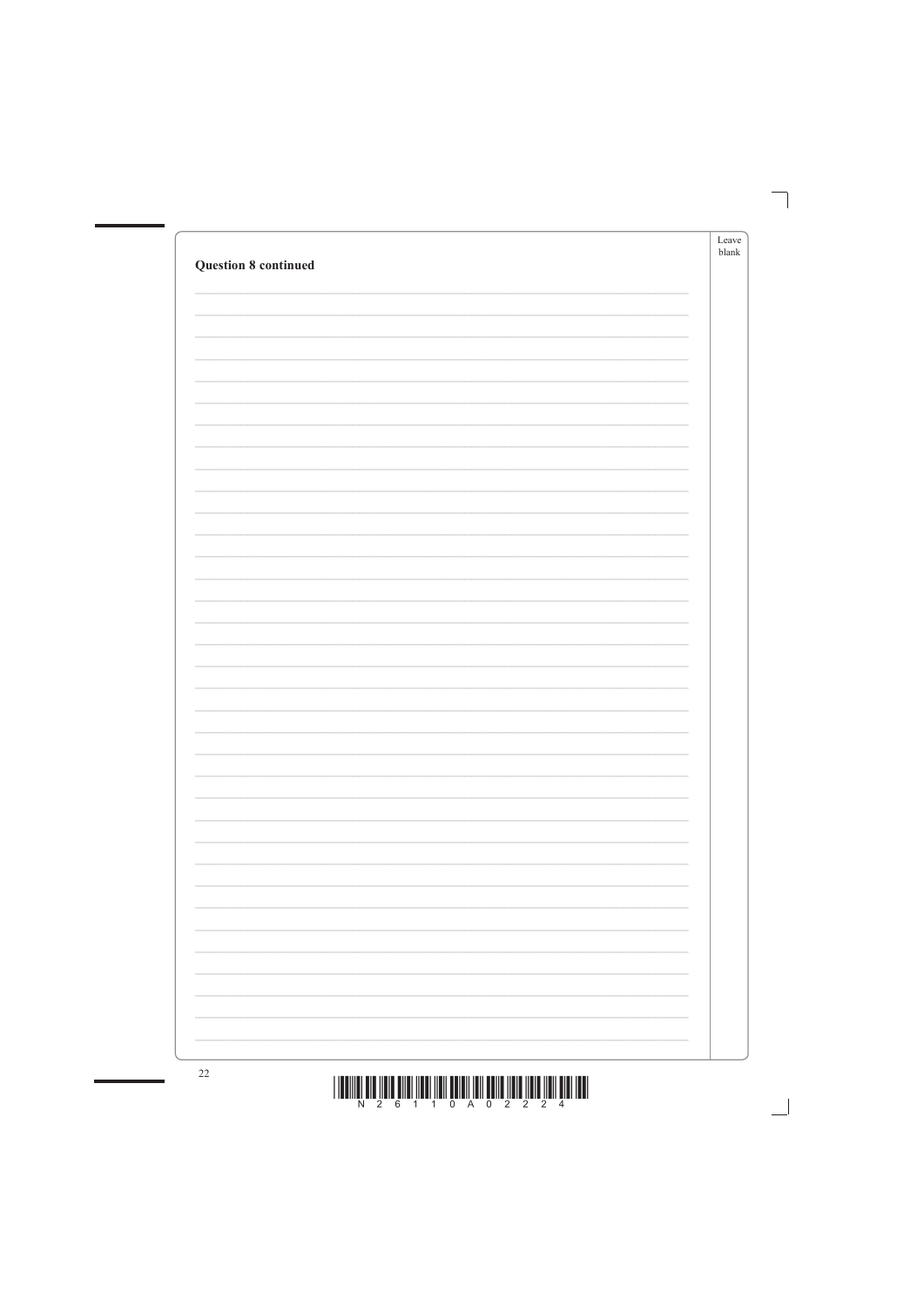**Question 8 continued**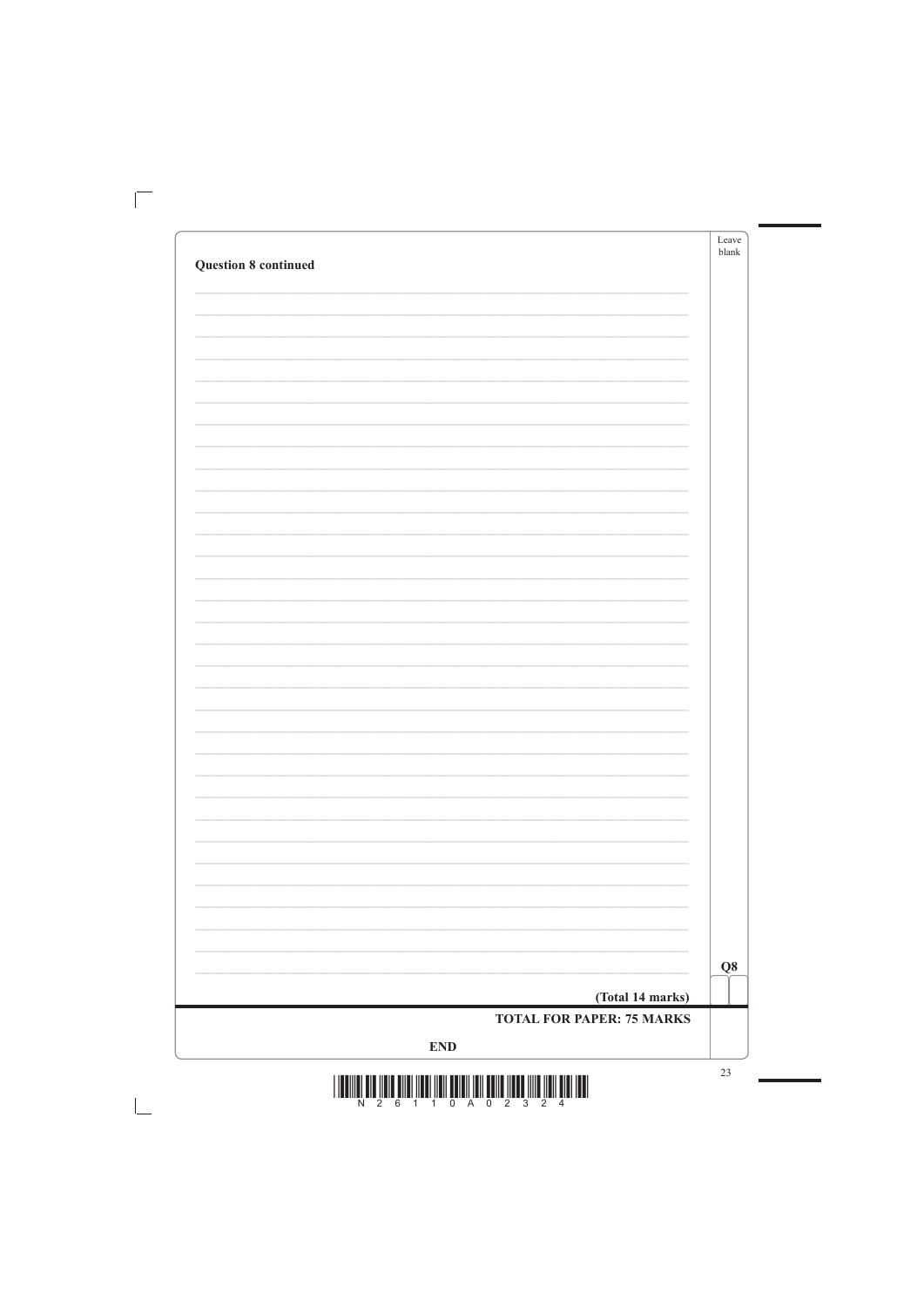**Question 8 continued**

Q8

**(Total 14 marks)**

**TOTAL FOR PAPER: 75 MARKS**

**END**